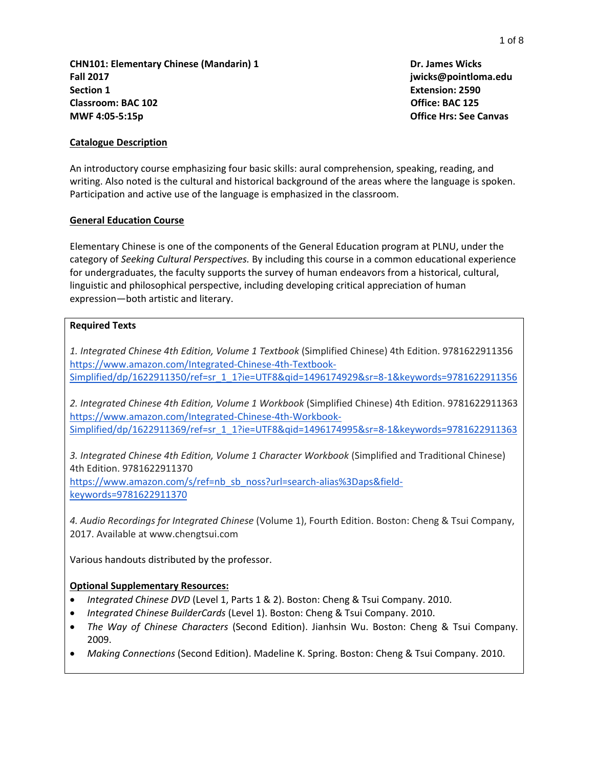**CHN101: Elementary Chinese (Mandarin) 1**
**Fall 2017**
**Section 1**
**Classroom: BAC 102**
**MWF 4:05-5:15p**

**Dr. James Wicks**
**jwicks@pointloma.edu**
**Extension: 2590**
**Office: BAC 125**
**Office Hrs: See Canvas**

## Catalogue Description

An introductory course emphasizing four basic skills: aural comprehension, speaking, reading, and writing. Also noted is the cultural and historical background of the areas where the language is spoken. Participation and active use of the language is emphasized in the classroom.

## General Education Course

Elementary Chinese is one of the components of the General Education program at PLNU, under the category of *Seeking Cultural Perspectives.* By including this course in a common educational experience for undergraduates, the faculty supports the survey of human endeavors from a historical, cultural, linguistic and philosophical perspective, including developing critical appreciation of human expression—both artistic and literary.

**Required Texts**

1. *Integrated Chinese 4th Edition, Volume 1 Textbook* (Simplified Chinese) 4th Edition. 9781622911356
https://www.amazon.com/Integrated-Chinese-4th-Textbook-Simplified/dp/1622911350/ref=sr_1_1?ie=UTF8&qid=1496174929&sr=8-1&keywords=9781622911356

2. *Integrated Chinese 4th Edition, Volume 1 Workbook* (Simplified Chinese) 4th Edition. 9781622911363
https://www.amazon.com/Integrated-Chinese-4th-Workbook-Simplified/dp/1622911369/ref=sr_1_1?ie=UTF8&qid=1496174995&sr=8-1&keywords=9781622911363

3. *Integrated Chinese 4th Edition, Volume 1 Character Workbook* (Simplified and Traditional Chinese) 4th Edition. 9781622911370
https://www.amazon.com/s/ref=nb_sb_noss?url=search-alias%3Daps&field-keywords=9781622911370

4. *Audio Recordings for Integrated Chinese* (Volume 1), Fourth Edition. Boston: Cheng & Tsui Company, 2017. Available at www.chengtsui.com

Various handouts distributed by the professor.

**Optional Supplementary Resources:**

- *Integrated Chinese DVD* (Level 1, Parts 1 & 2). Boston: Cheng & Tsui Company. 2010.
- *Integrated Chinese BuilderCards* (Level 1). Boston: Cheng & Tsui Company. 2010.
- *The Way of Chinese Characters* (Second Edition). Jianhsin Wu. Boston: Cheng & Tsui Company. 2009.
- *Making Connections* (Second Edition). Madeline K. Spring. Boston: Cheng & Tsui Company. 2010.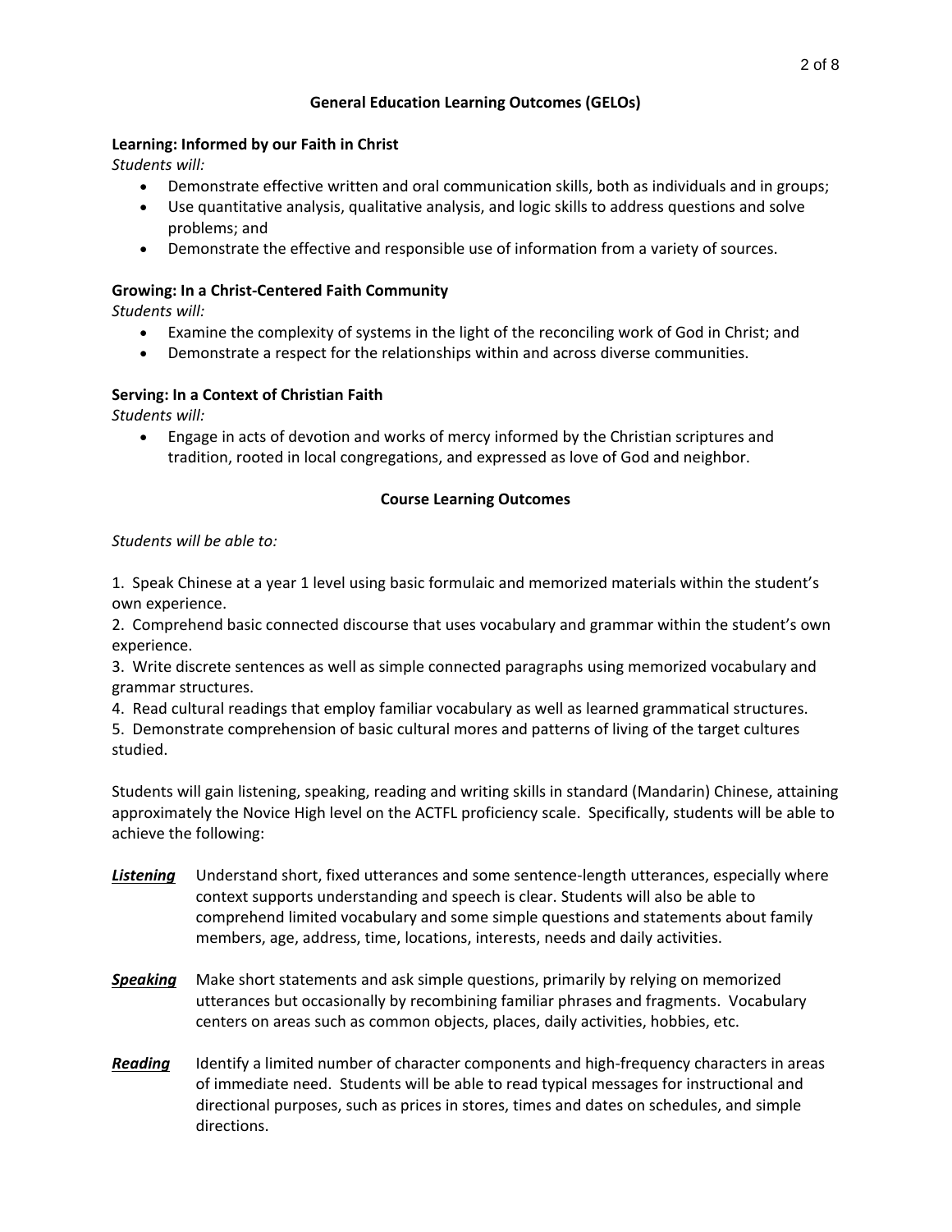## General Education Learning Outcomes (GELOs)

**Learning: Informed by our Faith in Christ**

*Students will:*

- Demonstrate effective written and oral communication skills, both as individuals and in groups;
- Use quantitative analysis, qualitative analysis, and logic skills to address questions and solve problems; and
- Demonstrate the effective and responsible use of information from a variety of sources.

**Growing: In a Christ-Centered Faith Community**

*Students will:*

- Examine the complexity of systems in the light of the reconciling work of God in Christ; and
- Demonstrate a respect for the relationships within and across diverse communities.

**Serving: In a Context of Christian Faith**

*Students will:*

- Engage in acts of devotion and works of mercy informed by the Christian scriptures and tradition, rooted in local congregations, and expressed as love of God and neighbor.

## Course Learning Outcomes

*Students will be able to:*

1. Speak Chinese at a year 1 level using basic formulaic and memorized materials within the student's own experience.
2. Comprehend basic connected discourse that uses vocabulary and grammar within the student's own experience.
3. Write discrete sentences as well as simple connected paragraphs using memorized vocabulary and grammar structures.
4. Read cultural readings that employ familiar vocabulary as well as learned grammatical structures.
5. Demonstrate comprehension of basic cultural mores and patterns of living of the target cultures studied.

Students will gain listening, speaking, reading and writing skills in standard (Mandarin) Chinese, attaining approximately the Novice High level on the ACTFL proficiency scale. Specifically, students will be able to achieve the following:

***Listening*** Understand short, fixed utterances and some sentence-length utterances, especially where context supports understanding and speech is clear. Students will also be able to comprehend limited vocabulary and some simple questions and statements about family members, age, address, time, locations, interests, needs and daily activities.

***Speaking*** Make short statements and ask simple questions, primarily by relying on memorized utterances but occasionally by recombining familiar phrases and fragments. Vocabulary centers on areas such as common objects, places, daily activities, hobbies, etc.

***Reading*** Identify a limited number of character components and high-frequency characters in areas of immediate need. Students will be able to read typical messages for instructional and directional purposes, such as prices in stores, times and dates on schedules, and simple directions.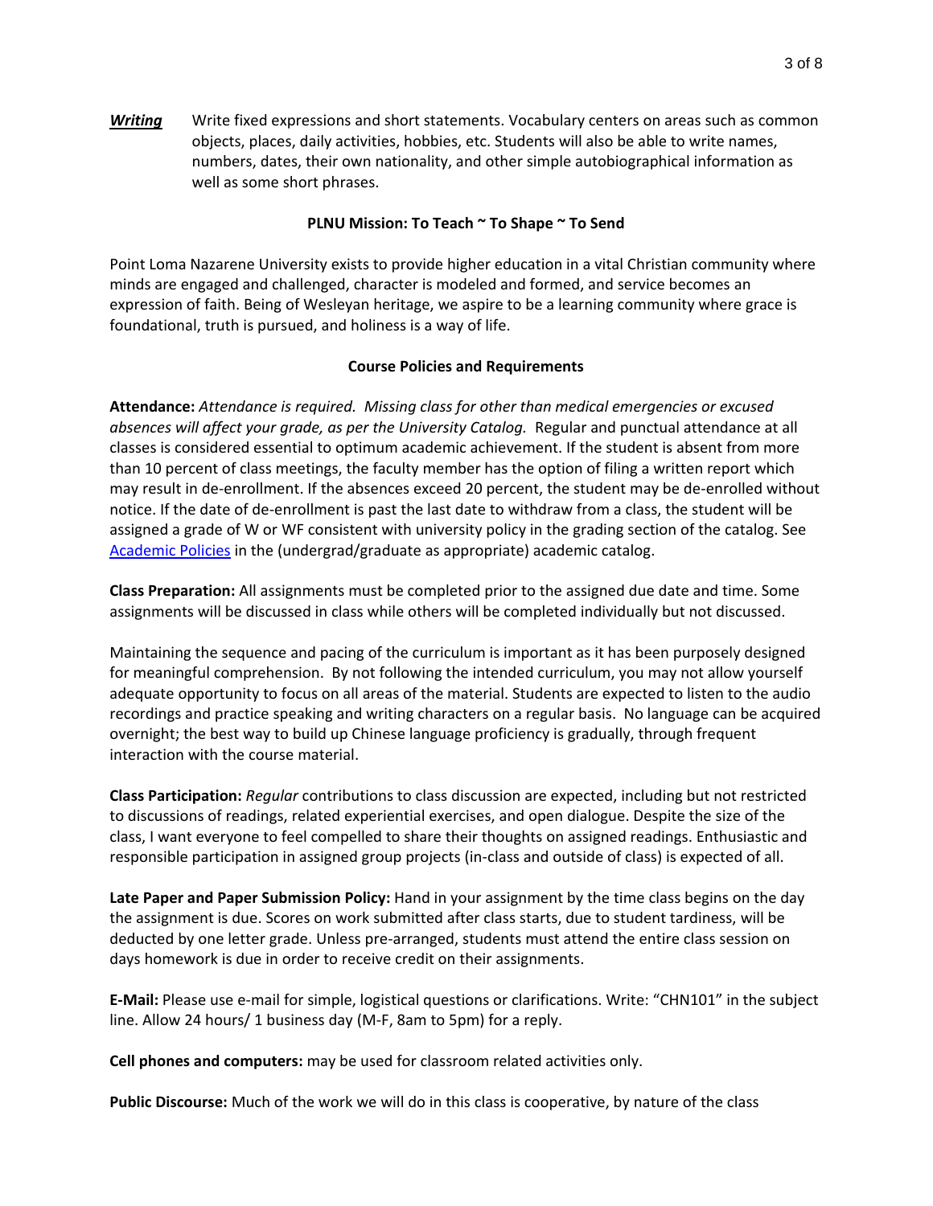***Writing*** Write fixed expressions and short statements. Vocabulary centers on areas such as common objects, places, daily activities, hobbies, etc. Students will also be able to write names, numbers, dates, their own nationality, and other simple autobiographical information as well as some short phrases.

**PLNU Mission: To Teach ~ To Shape ~ To Send**

Point Loma Nazarene University exists to provide higher education in a vital Christian community where minds are engaged and challenged, character is modeled and formed, and service becomes an expression of faith. Being of Wesleyan heritage, we aspire to be a learning community where grace is foundational, truth is pursued, and holiness is a way of life.

**Course Policies and Requirements**

**Attendance:** *Attendance is required. Missing class for other than medical emergencies or excused absences will affect your grade, as per the University Catalog.* Regular and punctual attendance at all classes is considered essential to optimum academic achievement. If the student is absent from more than 10 percent of class meetings, the faculty member has the option of filing a written report which may result in de-enrollment. If the absences exceed 20 percent, the student may be de-enrolled without notice. If the date of de-enrollment is past the last date to withdraw from a class, the student will be assigned a grade of W or WF consistent with university policy in the grading section of the catalog. See Academic Policies in the (undergrad/graduate as appropriate) academic catalog.

**Class Preparation:** All assignments must be completed prior to the assigned due date and time. Some assignments will be discussed in class while others will be completed individually but not discussed.

Maintaining the sequence and pacing of the curriculum is important as it has been purposely designed for meaningful comprehension. By not following the intended curriculum, you may not allow yourself adequate opportunity to focus on all areas of the material. Students are expected to listen to the audio recordings and practice speaking and writing characters on a regular basis. No language can be acquired overnight; the best way to build up Chinese language proficiency is gradually, through frequent interaction with the course material.

**Class Participation:** *Regular* contributions to class discussion are expected, including but not restricted to discussions of readings, related experiential exercises, and open dialogue. Despite the size of the class, I want everyone to feel compelled to share their thoughts on assigned readings. Enthusiastic and responsible participation in assigned group projects (in-class and outside of class) is expected of all.

**Late Paper and Paper Submission Policy:** Hand in your assignment by the time class begins on the day the assignment is due. Scores on work submitted after class starts, due to student tardiness, will be deducted by one letter grade. Unless pre-arranged, students must attend the entire class session on days homework is due in order to receive credit on their assignments.

**E-Mail:** Please use e-mail for simple, logistical questions or clarifications. Write: "CHN101" in the subject line. Allow 24 hours/ 1 business day (M-F, 8am to 5pm) for a reply.

**Cell phones and computers:** may be used for classroom related activities only.

**Public Discourse:** Much of the work we will do in this class is cooperative, by nature of the class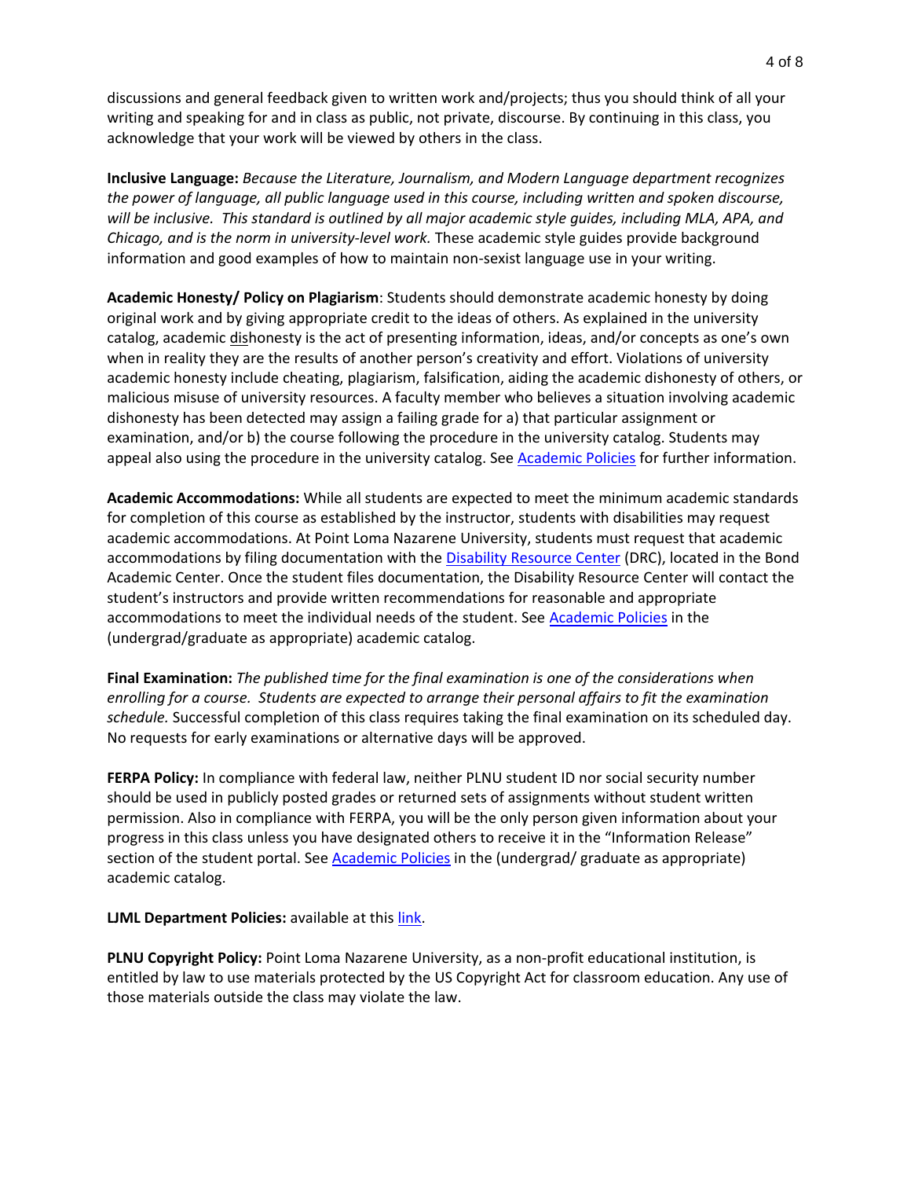discussions and general feedback given to written work and/projects; thus you should think of all your writing and speaking for and in class as public, not private, discourse. By continuing in this class, you acknowledge that your work will be viewed by others in the class.

**Inclusive Language:** *Because the Literature, Journalism, and Modern Language department recognizes the power of language, all public language used in this course, including written and spoken discourse, will be inclusive. This standard is outlined by all major academic style guides, including MLA, APA, and Chicago, and is the norm in university-level work.* These academic style guides provide background information and good examples of how to maintain non-sexist language use in your writing.

**Academic Honesty/ Policy on Plagiarism**: Students should demonstrate academic honesty by doing original work and by giving appropriate credit to the ideas of others. As explained in the university catalog, academic dishonesty is the act of presenting information, ideas, and/or concepts as one's own when in reality they are the results of another person's creativity and effort. Violations of university academic honesty include cheating, plagiarism, falsification, aiding the academic dishonesty of others, or malicious misuse of university resources. A faculty member who believes a situation involving academic dishonesty has been detected may assign a failing grade for a) that particular assignment or examination, and/or b) the course following the procedure in the university catalog. Students may appeal also using the procedure in the university catalog. See Academic Policies for further information.

**Academic Accommodations:** While all students are expected to meet the minimum academic standards for completion of this course as established by the instructor, students with disabilities may request academic accommodations. At Point Loma Nazarene University, students must request that academic accommodations by filing documentation with the Disability Resource Center (DRC), located in the Bond Academic Center. Once the student files documentation, the Disability Resource Center will contact the student's instructors and provide written recommendations for reasonable and appropriate accommodations to meet the individual needs of the student. See Academic Policies in the (undergrad/graduate as appropriate) academic catalog.

**Final Examination:** *The published time for the final examination is one of the considerations when enrolling for a course. Students are expected to arrange their personal affairs to fit the examination schedule.* Successful completion of this class requires taking the final examination on its scheduled day. No requests for early examinations or alternative days will be approved.

**FERPA Policy:** In compliance with federal law, neither PLNU student ID nor social security number should be used in publicly posted grades or returned sets of assignments without student written permission. Also in compliance with FERPA, you will be the only person given information about your progress in this class unless you have designated others to receive it in the "Information Release" section of the student portal. See Academic Policies in the (undergrad/ graduate as appropriate) academic catalog.

**LJML Department Policies:** available at this link.

**PLNU Copyright Policy:** Point Loma Nazarene University, as a non-profit educational institution, is entitled by law to use materials protected by the US Copyright Act for classroom education. Any use of those materials outside the class may violate the law.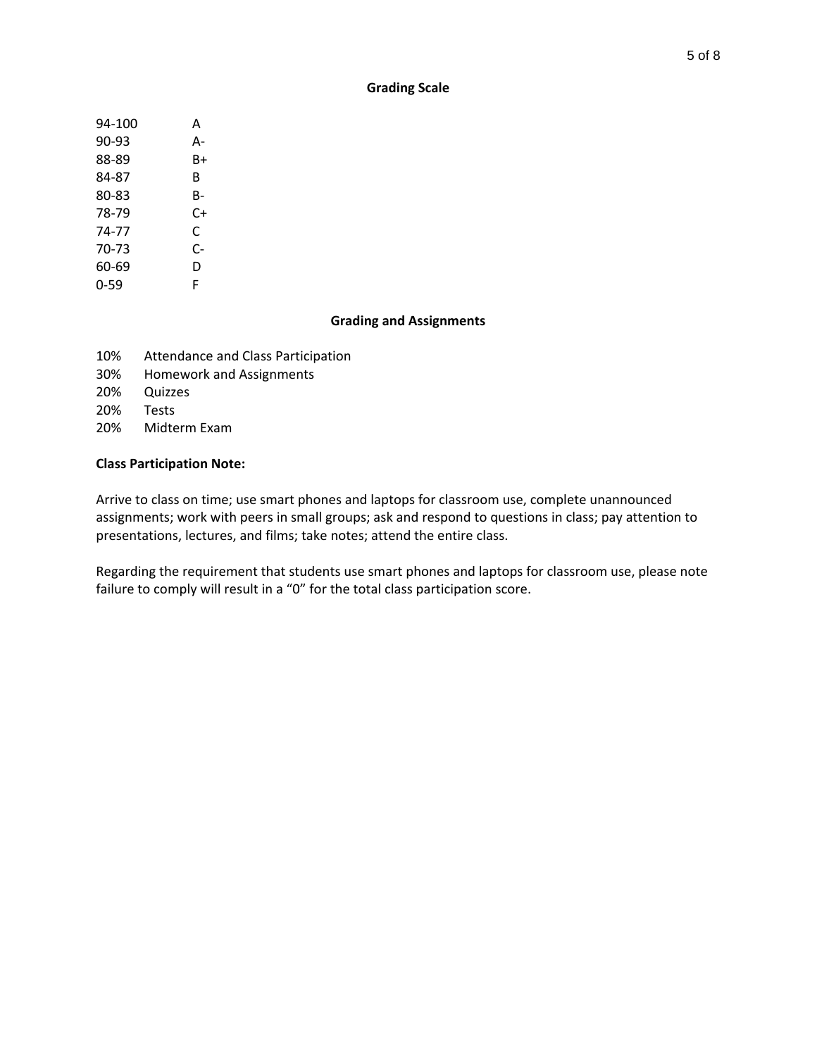## Grading Scale

| | |
|---|---|
| 94-100 | A |
| 90-93 | A- |
| 88-89 | B+ |
| 84-87 | B |
| 80-83 | B- |
| 78-79 | C+ |
| 74-77 | C |
| 70-73 | C- |
| 60-69 | D |
| 0-59 | F |

## Grading and Assignments

| | |
|---|---|
| 10% | Attendance and Class Participation |
| 30% | Homework and Assignments |
| 20% | Quizzes |
| 20% | Tests |
| 20% | Midterm Exam |

**Class Participation Note:**

Arrive to class on time; use smart phones and laptops for classroom use, complete unannounced assignments; work with peers in small groups; ask and respond to questions in class; pay attention to presentations, lectures, and films; take notes; attend the entire class.

Regarding the requirement that students use smart phones and laptops for classroom use, please note failure to comply will result in a "0" for the total class participation score.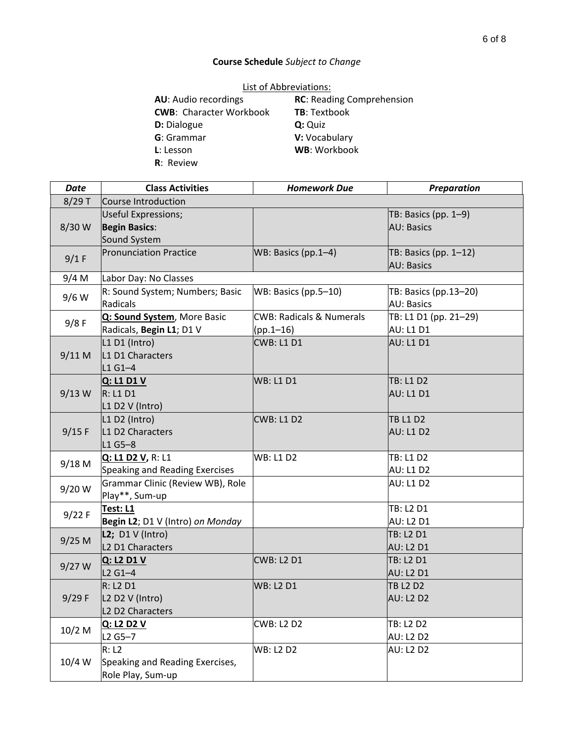**Course Schedule** *Subject to Change*

List of Abbreviations:

**AU**: Audio recordings
**CWB**: Character Workbook
**D:** Dialogue
**G**: Grammar
**L**: Lesson
**R**: Review
**RC**: Reading Comprehension
**TB**: Textbook
**Q:** Quiz
**V:** Vocabulary
**WB**: Workbook

| ***Date*** | **Class Activities** | ***Homework Due*** | ***Preparation*** |
|---|---|---|---|
| 8/29 T | Course Introduction | | |
| 8/30 W | Useful Expressions;<br>**Begin Basics**:<br>Sound System | | TB: Basics (pp. 1–9)<br>AU: Basics |
| 9/1 F | Pronunciation Practice | WB: Basics (pp.1–4) | TB: Basics (pp. 1–12)<br>AU: Basics |
| 9/4 M | Labor Day: No Classes | | |
| 9/6 W | R: Sound System; Numbers; Basic Radicals | WB: Basics (pp.5–10) | TB: Basics (pp.13–20)<br>AU: Basics |
| 9/8 F | **Q: Sound System**, More Basic Radicals, **Begin L1**; D1 V | CWB: Radicals & Numerals (pp.1–16) | TB: L1 D1 (pp. 21–29)<br>AU: L1 D1 |
| 9/11 M | L1 D1 (Intro)<br>L1 D1 Characters<br>L1 G1–4 | CWB: L1 D1 | AU: L1 D1 |
| 9/13 W | **Q: L1 D1 V**<br>R: L1 D1<br>L1 D2 V (Intro) | WB: L1 D1 | TB: L1 D2<br>AU: L1 D1 |
| 9/15 F | L1 D2 (Intro)<br>L1 D2 Characters<br>L1 G5–8 | CWB: L1 D2 | TB L1 D2<br>AU: L1 D2 |
| 9/18 M | **Q: L1 D2 V,** R: L1<br>Speaking and Reading Exercises | WB: L1 D2 | TB: L1 D2<br>AU: L1 D2 |
| 9/20 W | Grammar Clinic (Review WB), Role Play**, Sum-up | | AU: L1 D2 |
| 9/22 F | **Test: L1**<br>**Begin L2**; D1 V (Intro) *on Monday* | | TB: L2 D1<br>AU: L2 D1 |
| 9/25 M | **L2;** D1 V (Intro)<br>L2 D1 Characters | | TB: L2 D1<br>AU: L2 D1 |
| 9/27 W | **Q: L2 D1 V**<br>L2 G1–4 | CWB: L2 D1 | TB: L2 D1<br>AU: L2 D1 |
| 9/29 F | R: L2 D1<br>L2 D2 V (Intro)<br>L2 D2 Characters | WB: L2 D1 | TB L2 D2<br>AU: L2 D2 |
| 10/2 M | **Q: L2 D2 V**<br>L2 G5–7 | CWB: L2 D2 | TB: L2 D2<br>AU: L2 D2 |
| 10/4 W | R: L2<br>Speaking and Reading Exercises, Role Play, Sum-up | WB: L2 D2 | AU: L2 D2 |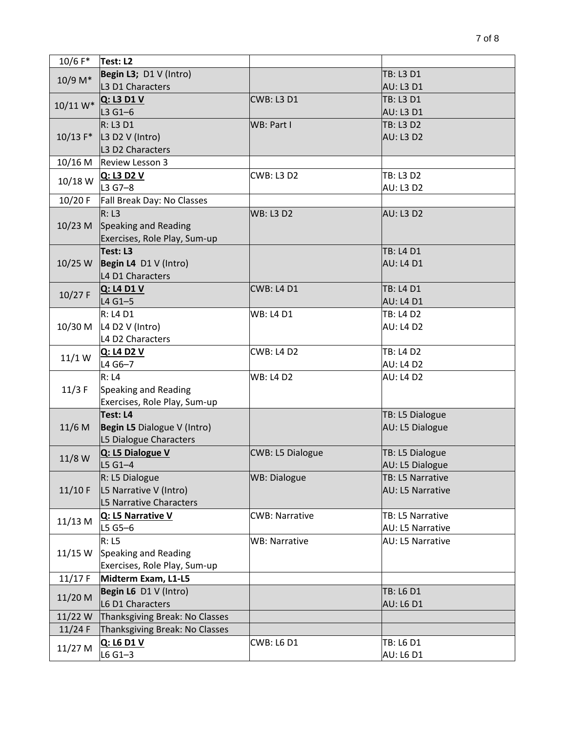| | | | |
|---|---|---|---|
| 10/6 F* | **Test: L2** | | |
| 10/9 M* | **Begin L3;** D1 V (Intro)<br>L3 D1 Characters | | TB: L3 D1<br>AU: L3 D1 |
| 10/11 W* | **Q: L3 D1 V**<br>L3 G1–6 | CWB: L3 D1 | TB: L3 D1<br>AU: L3 D1 |
| 10/13 F* | R: L3 D1<br>L3 D2 V (Intro)<br>L3 D2 Characters | WB: Part I | TB: L3 D2<br>AU: L3 D2 |
| 10/16 M | Review Lesson 3 | | |
| 10/18 W | **Q: L3 D2 V**<br>L3 G7–8 | CWB: L3 D2 | TB: L3 D2<br>AU: L3 D2 |
| 10/20 F | Fall Break Day: No Classes | | |
| 10/23 M | R: L3<br>Speaking and Reading<br>Exercises, Role Play, Sum-up | WB: L3 D2 | AU: L3 D2 |
| 10/25 W | **Test: L3**<br>**Begin L4** D1 V (Intro)<br>L4 D1 Characters | | TB: L4 D1<br>AU: L4 D1 |
| 10/27 F | **Q: L4 D1 V**<br>L4 G1–5 | CWB: L4 D1 | TB: L4 D1<br>AU: L4 D1 |
| 10/30 M | R: L4 D1<br>L4 D2 V (Intro)<br>L4 D2 Characters | WB: L4 D1 | TB: L4 D2<br>AU: L4 D2 |
| 11/1 W | **Q: L4 D2 V**<br>L4 G6–7 | CWB: L4 D2 | TB: L4 D2<br>AU: L4 D2 |
| 11/3 F | R: L4<br>Speaking and Reading<br>Exercises, Role Play, Sum-up | WB: L4 D2 | AU: L4 D2 |
| 11/6 M | **Test: L4**<br>**Begin L5** Dialogue V (Intro)<br>L5 Dialogue Characters | | TB: L5 Dialogue<br>AU: L5 Dialogue |
| 11/8 W | **Q: L5 Dialogue V**<br>L5 G1–4 | CWB: L5 Dialogue | TB: L5 Dialogue<br>AU: L5 Dialogue |
| 11/10 F | R: L5 Dialogue<br>L5 Narrative V (Intro)<br>L5 Narrative Characters | WB: Dialogue | TB: L5 Narrative<br>AU: L5 Narrative |
| 11/13 M | **Q: L5 Narrative V**<br>L5 G5–6 | CWB: Narrative | TB: L5 Narrative<br>AU: L5 Narrative |
| 11/15 W | R: L5<br>Speaking and Reading<br>Exercises, Role Play, Sum-up | WB: Narrative | AU: L5 Narrative |
| 11/17 F | **Midterm Exam, L1-L5** | | |
| 11/20 M | **Begin L6** D1 V (Intro)<br>L6 D1 Characters | | TB: L6 D1<br>AU: L6 D1 |
| 11/22 W | Thanksgiving Break: No Classes | | |
| 11/24 F | Thanksgiving Break: No Classes | | |
| 11/27 M | **Q: L6 D1 V**<br>L6 G1–3 | CWB: L6 D1 | TB: L6 D1<br>AU: L6 D1 |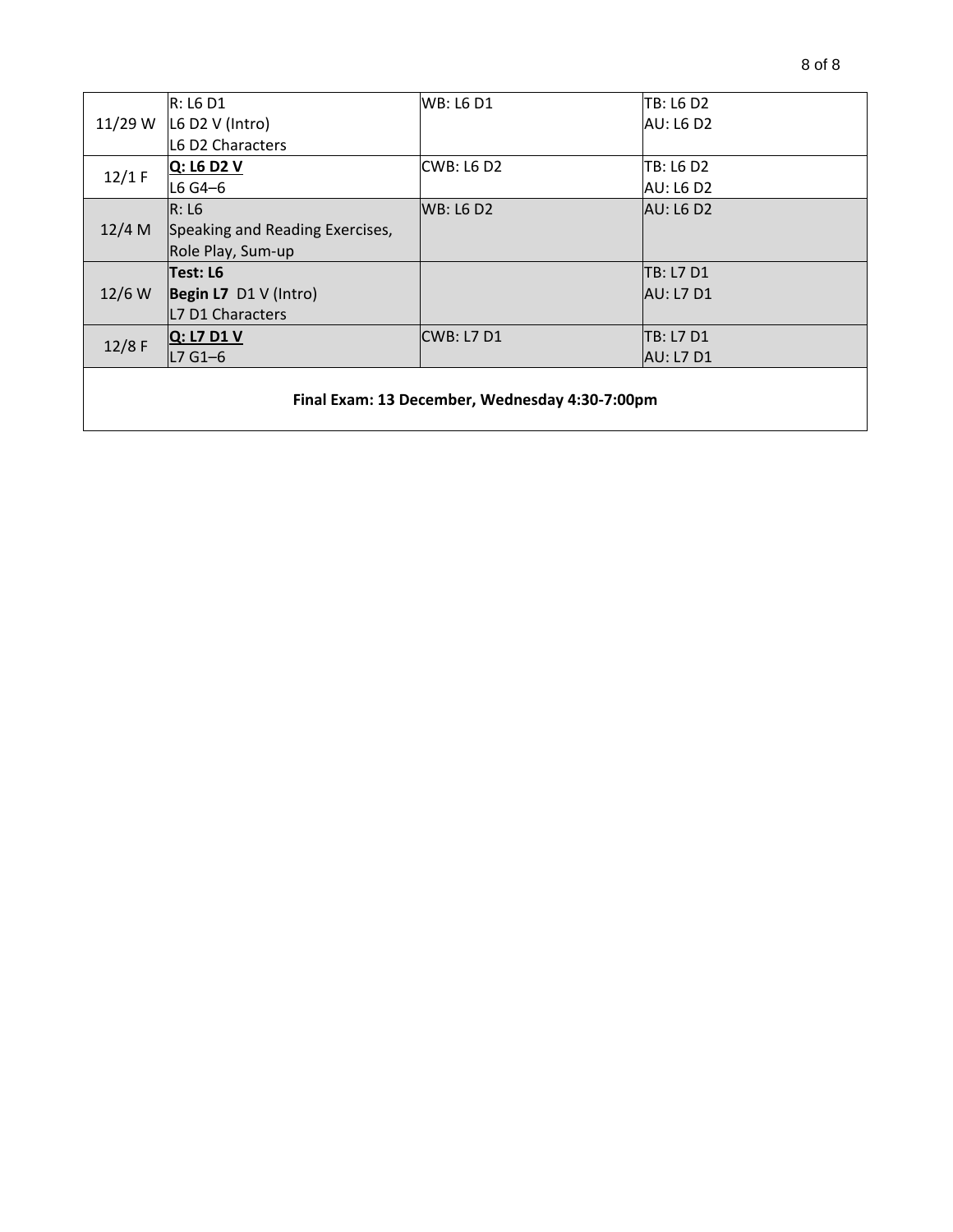| | | | |
|---|---|---|---|
| 11/29 W | R: L6 D1<br>L6 D2 V (Intro)<br>L6 D2 Characters | WB: L6 D1 | TB: L6 D2<br>AU: L6 D2 |
| 12/1 F | **<u>Q: L6 D2 V</u>**<br>L6 G4–6 | CWB: L6 D2 | TB: L6 D2<br>AU: L6 D2 |
| 12/4 M | R: L6<br>Speaking and Reading Exercises, Role Play, Sum-up | WB: L6 D2 | AU: L6 D2 |
| 12/6 W | **Test: L6**<br>**Begin L7** D1 V (Intro)<br>L7 D1 Characters | | TB: L7 D1<br>AU: L7 D1 |
| 12/8 F | **<u>Q: L7 D1 V</u>**<br>L7 G1–6 | CWB: L7 D1 | TB: L7 D1<br>AU: L7 D1 |
| **Final Exam: 13 December, Wednesday 4:30-7:00pm** | | | |